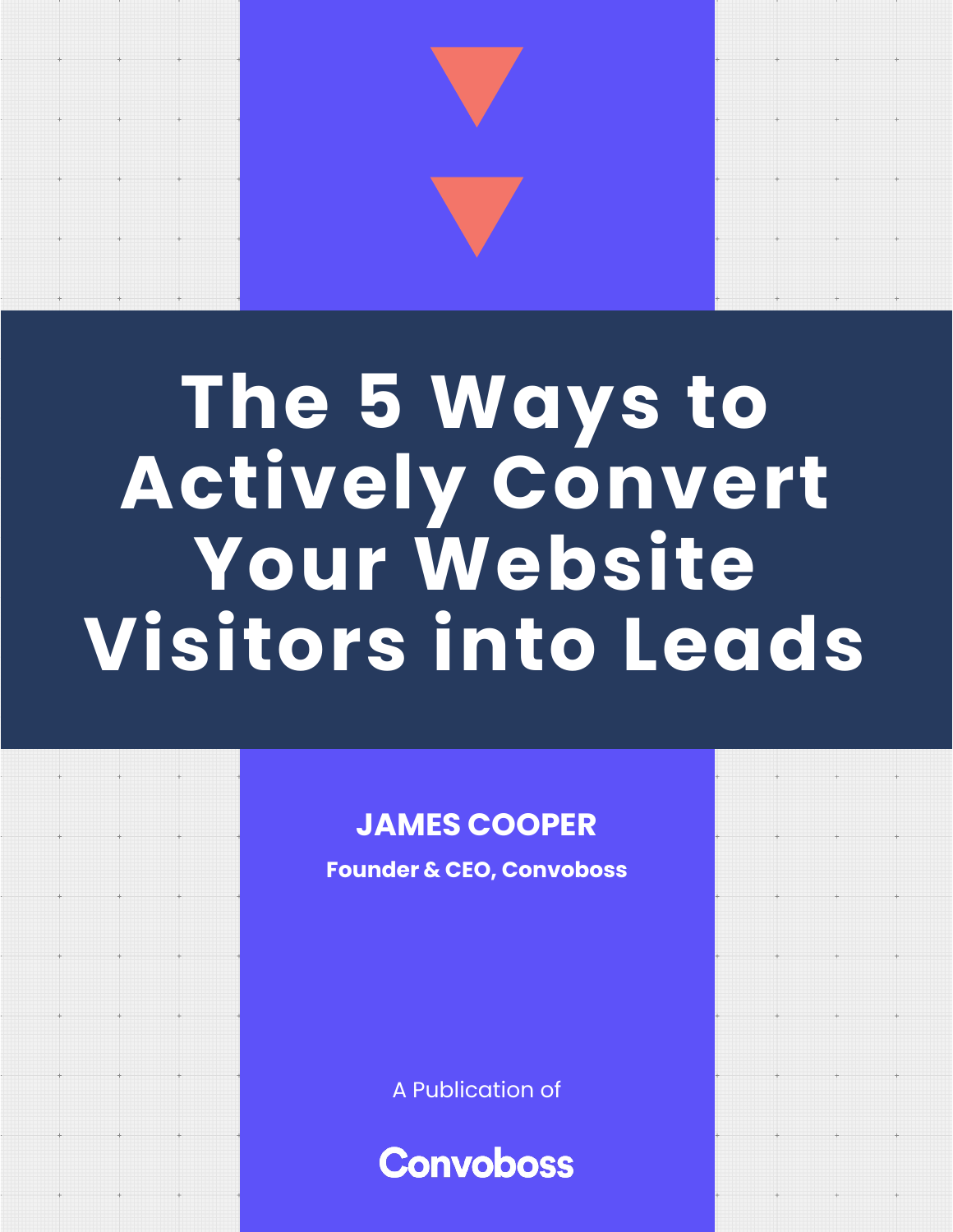# The 5 Ways to Actively Convert Your Website Visitors into Leads

**JAMES COOPER**

**Founder & CEO, Convoboss**

A Publication of

**Convoboss**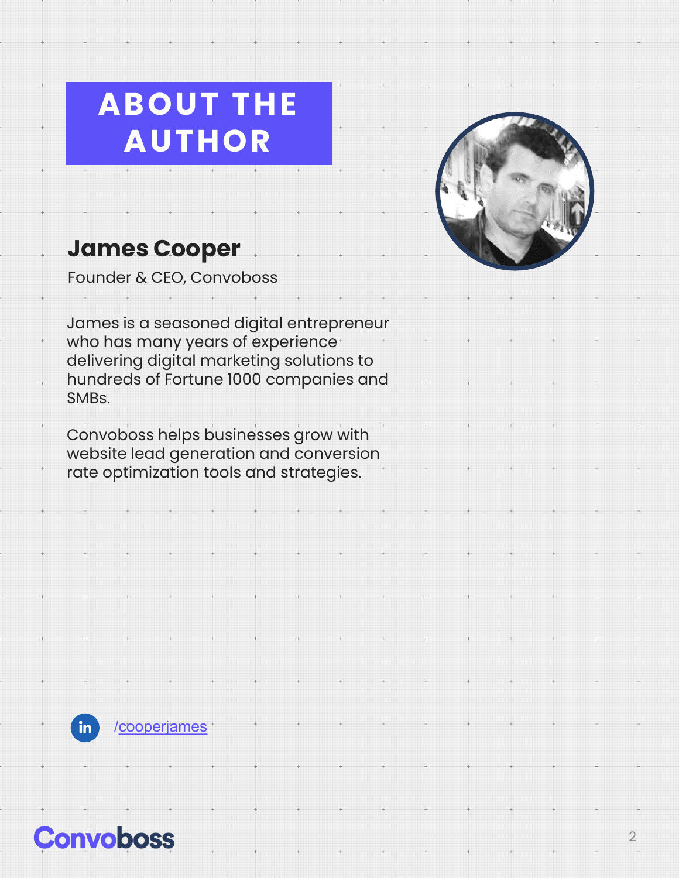# ABOUT THE AUTHOR

## James Cooper

Founder & CEO, Convoboss

James is a seasoned digital entrepreneur who has many years of experience delivering digital marketing solutions to hundreds of Fortune 1000 companies and SMBs.

Convoboss helps businesses grow with website lead generation and conversion rate optimization tools and strategies.

in /cooperjames

Convoboss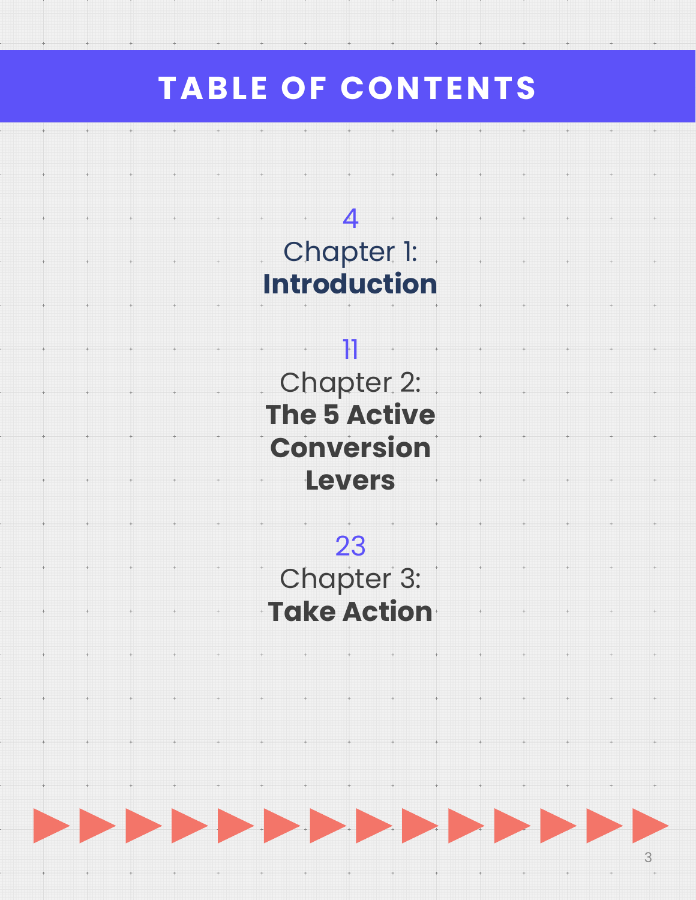# TABLE OF CONTENTS

4
Chapter 1:
**Introduction**

11
Chapter 2:
**The 5 Active Conversion Levers**

23
Chapter 3:
**Take Action**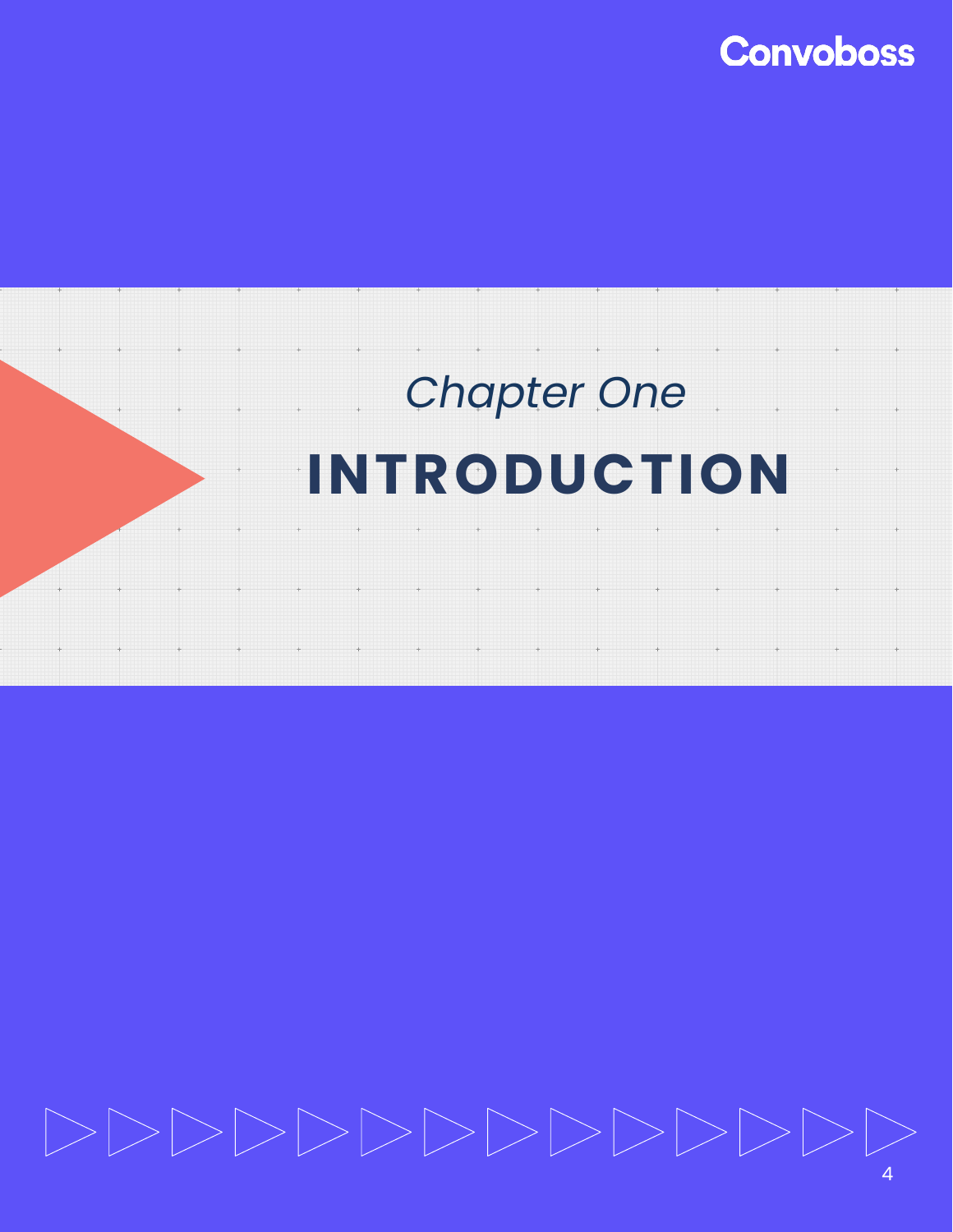*Chapter One*

# INTRODUCTION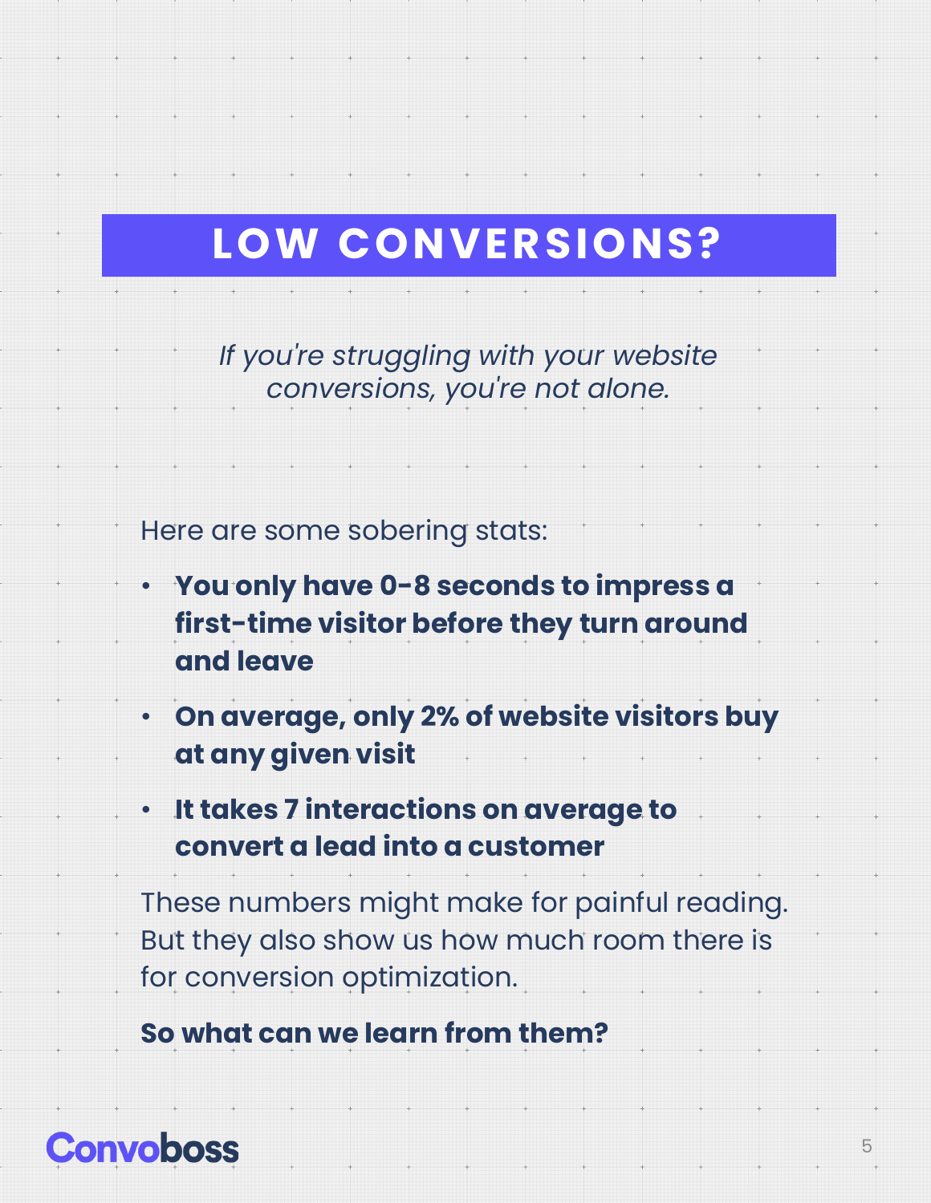# LOW CONVERSIONS?

*If you're struggling with your website conversions, you're not alone.*

Here are some sobering stats:

- **You only have 0-8 seconds to impress a first-time visitor before they turn around and leave**
- **On average, only 2% of website visitors buy at any given visit**
- **It takes 7 interactions on average to convert a lead into a customer**

These numbers might make for painful reading. But they also show us how much room there is for conversion optimization.

**So what can we learn from them?**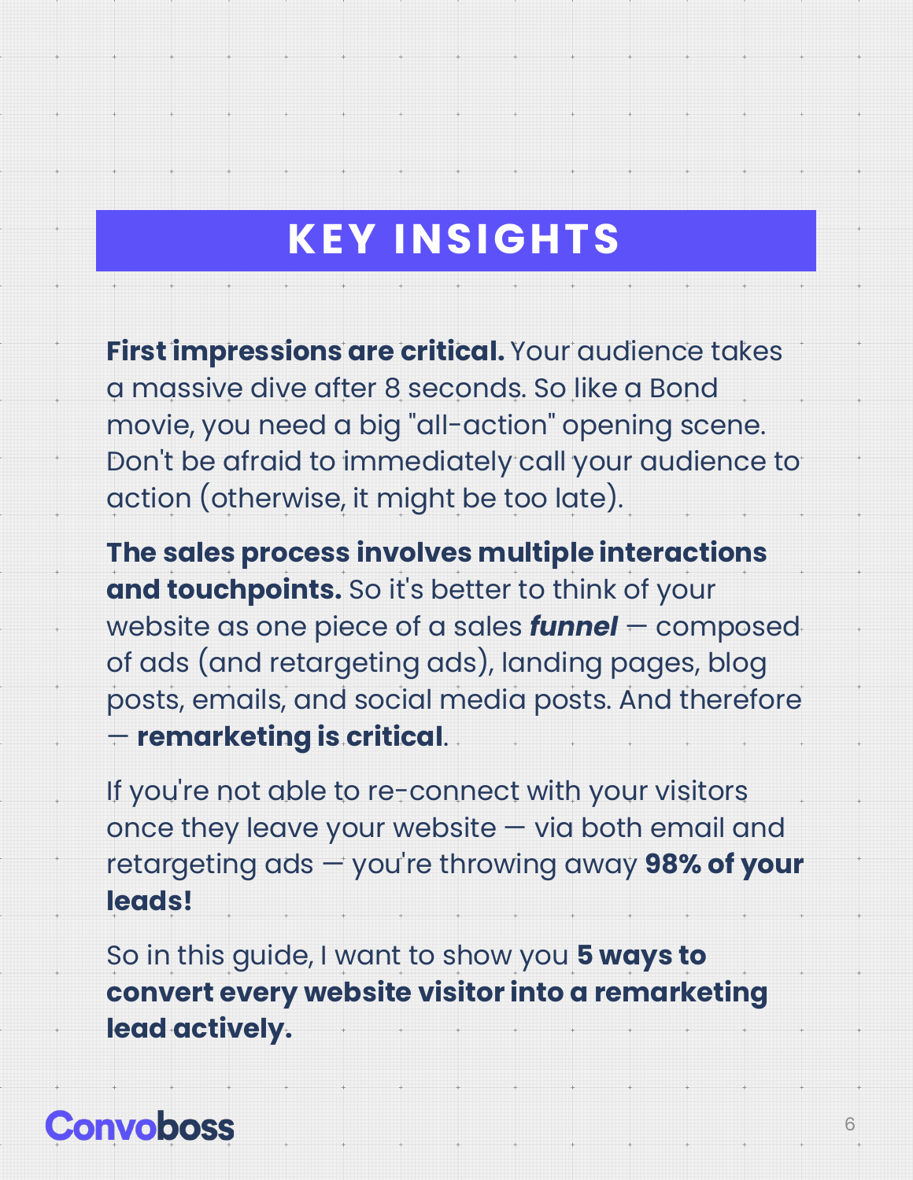# KEY INSIGHTS

**First impressions are critical.** Your audience takes a massive dive after 8 seconds. So like a Bond movie, you need a big "all-action" opening scene. Don't be afraid to immediately call your audience to action (otherwise, it might be too late).

**The sales process involves multiple interactions and touchpoints.** So it's better to think of your website as one piece of a sales ***funnel*** — composed of ads (and retargeting ads), landing pages, blog posts, emails, and social media posts. And therefore — **remarketing is critical**.

If you're not able to re-connect with your visitors once they leave your website — via both email and retargeting ads — you're throwing away **98% of your leads!**

So in this guide, I want to show you **5 ways to convert every website visitor into a remarketing lead actively.**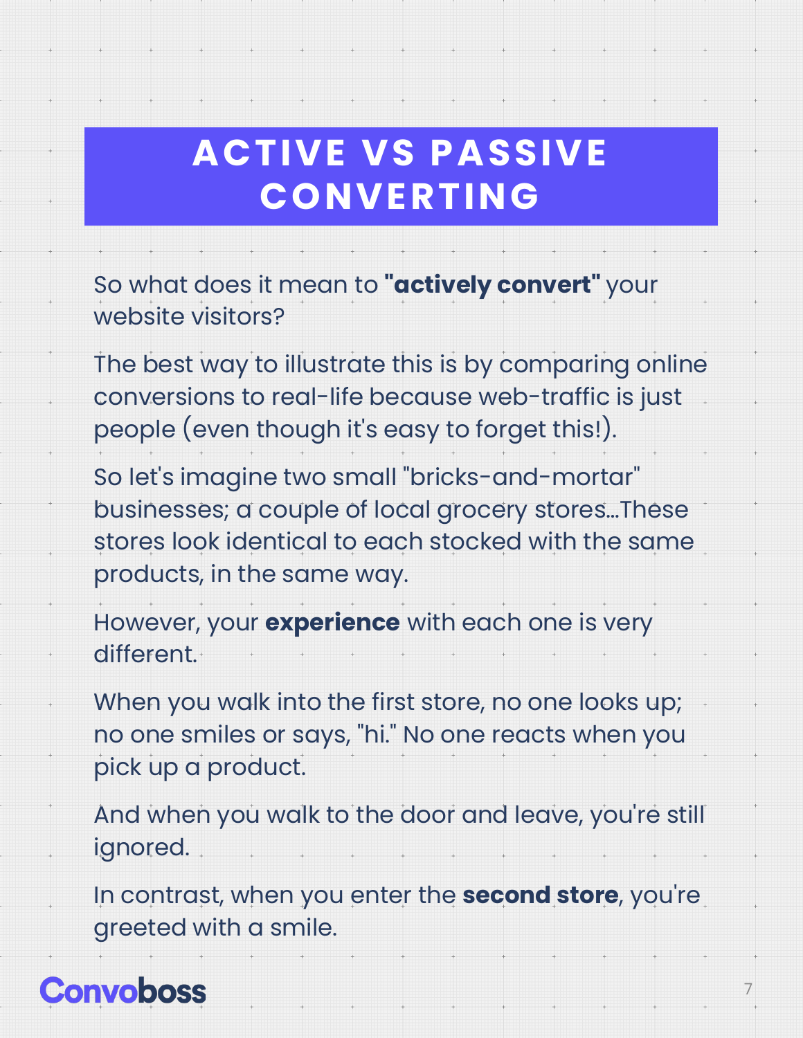# ACTIVE VS PASSIVE CONVERTING

So what does it mean to **"actively convert"** your website visitors?

The best way to illustrate this is by comparing online conversions to real-life because web-traffic is just people (even though it's easy to forget this!).

So let's imagine two small "bricks-and-mortar" businesses; a couple of local grocery stores...These stores look identical to each stocked with the same products, in the same way.

However, your **experience** with each one is very different.

When you walk into the first store, no one looks up; no one smiles or says, "hi." No one reacts when you pick up a product.

And when you walk to the door and leave, you're still ignored.

In contrast, when you enter the **second store**, you're greeted with a smile.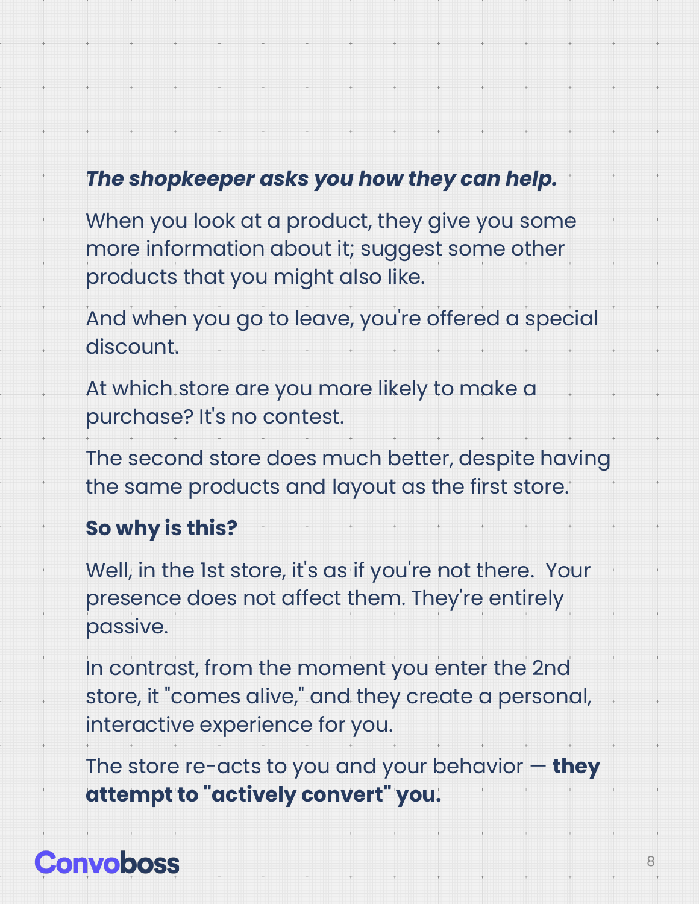***The shopkeeper asks you how they can help.***

When you look at a product, they give you some more information about it; suggest some other products that you might also like.

And when you go to leave, you're offered a special discount.

At which store are you more likely to make a purchase? It's no contest.

The second store does much better, despite having the same products and layout as the first store.

**So why is this?**

Well, in the 1st store, it's as if you're not there. Your presence does not affect them. They're entirely passive.

In contrast, from the moment you enter the 2nd store, it "comes alive," and they create a personal, interactive experience for you.

The store re-acts to you and your behavior — **they attempt to "actively convert" you.**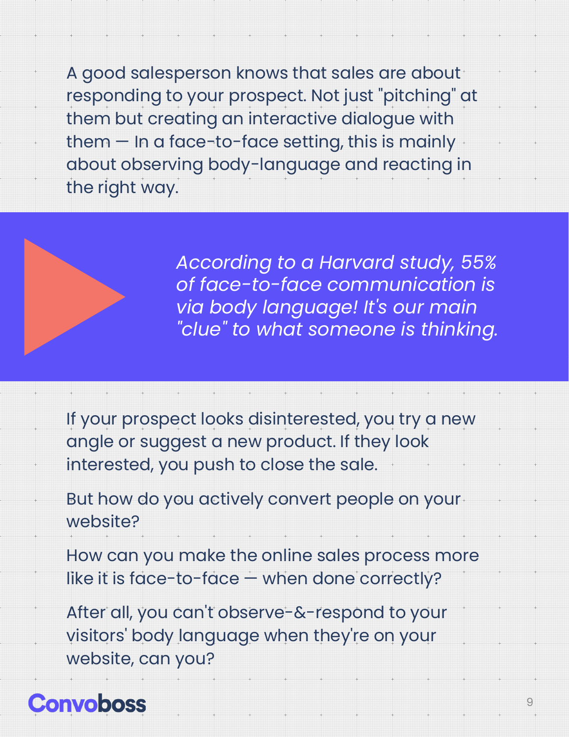A good salesperson knows that sales are about responding to your prospect. Not just "pitching" at them but creating an interactive dialogue with them — In a face-to-face setting, this is mainly about observing body-language and reacting in the right way.

> *According to a Harvard study, 55% of face-to-face communication is via body language! It's our main "clue" to what someone is thinking.*

If your prospect looks disinterested, you try a new angle or suggest a new product. If they look interested, you push to close the sale.

But how do you actively convert people on your website?

How can you make the online sales process more like it is face-to-face — when done correctly?

After all, you can't observe-&-respond to your visitors' body language when they're on your website, can you?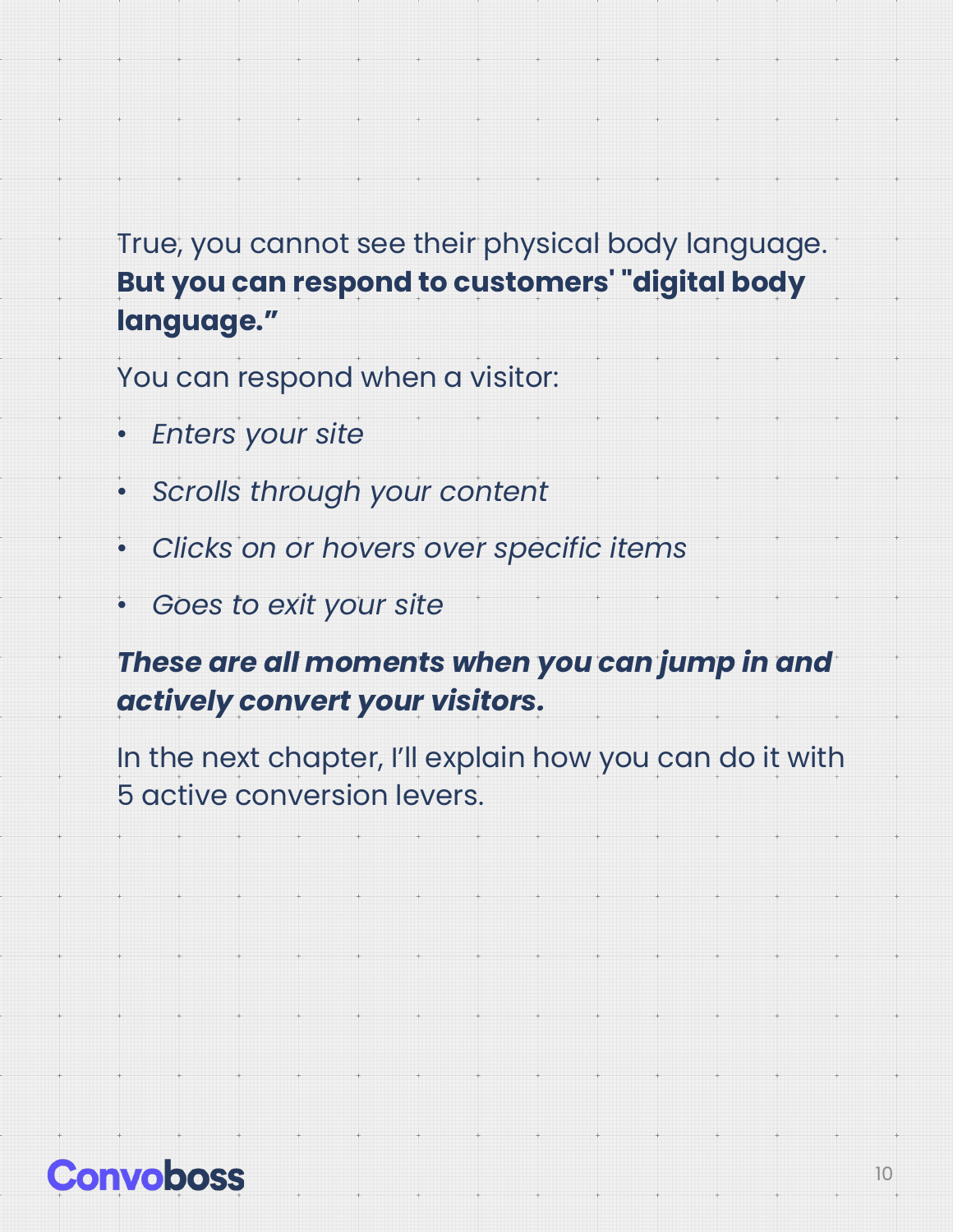True, you cannot see their physical body language. **But you can respond to customers' "digital body language."**

You can respond when a visitor:

- *Enters your site*
- *Scrolls through your content*
- *Clicks on or hovers over specific items*
- *Goes to exit your site*

***These are all moments when you can jump in and actively convert your visitors.***

In the next chapter, I'll explain how you can do it with 5 active conversion levers.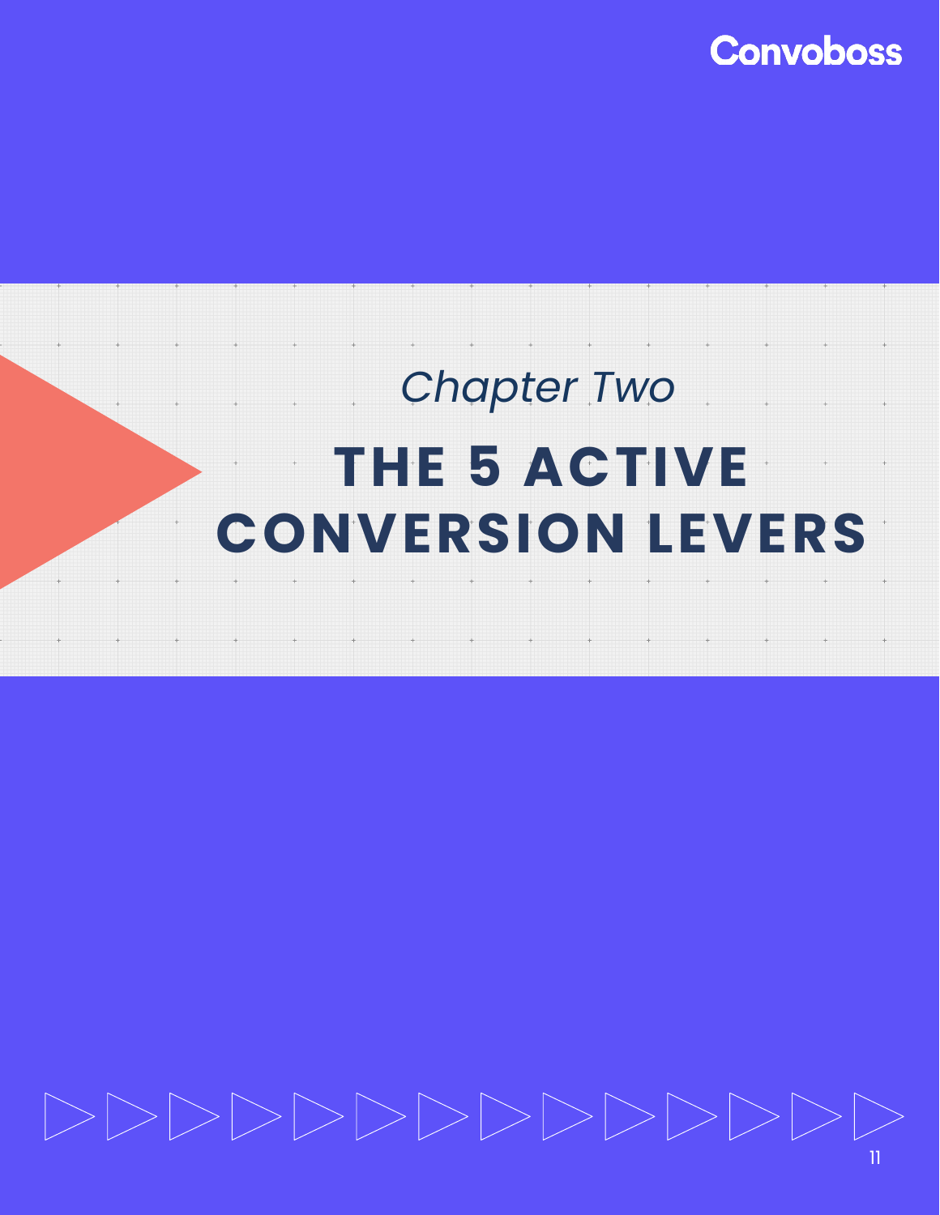*Chapter Two*

# THE 5 ACTIVE CONVERSION LEVERS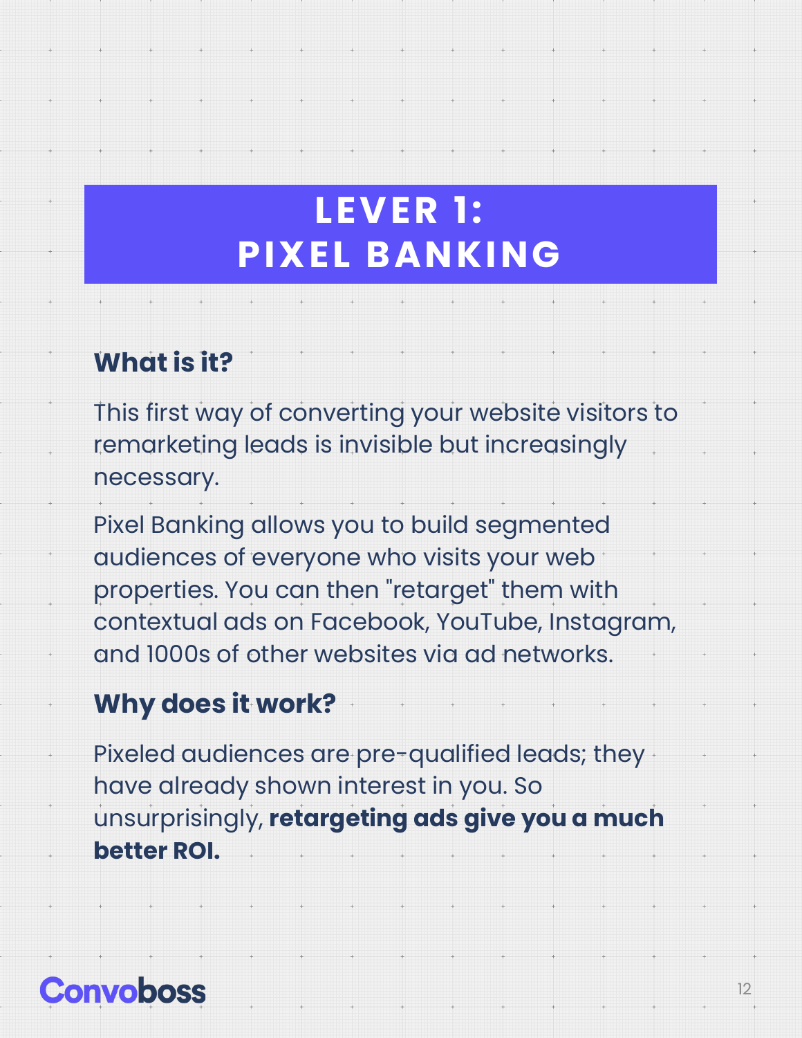# LEVER 1: PIXEL BANKING

## What is it?

This first way of converting your website visitors to remarketing leads is invisible but increasingly necessary.

Pixel Banking allows you to build segmented audiences of everyone who visits your web properties. You can then "retarget" them with contextual ads on Facebook, YouTube, Instagram, and 1000s of other websites via ad networks.

## Why does it work?

Pixeled audiences are pre-qualified leads; they have already shown interest in you. So unsurprisingly, **retargeting ads give you a much better ROI.**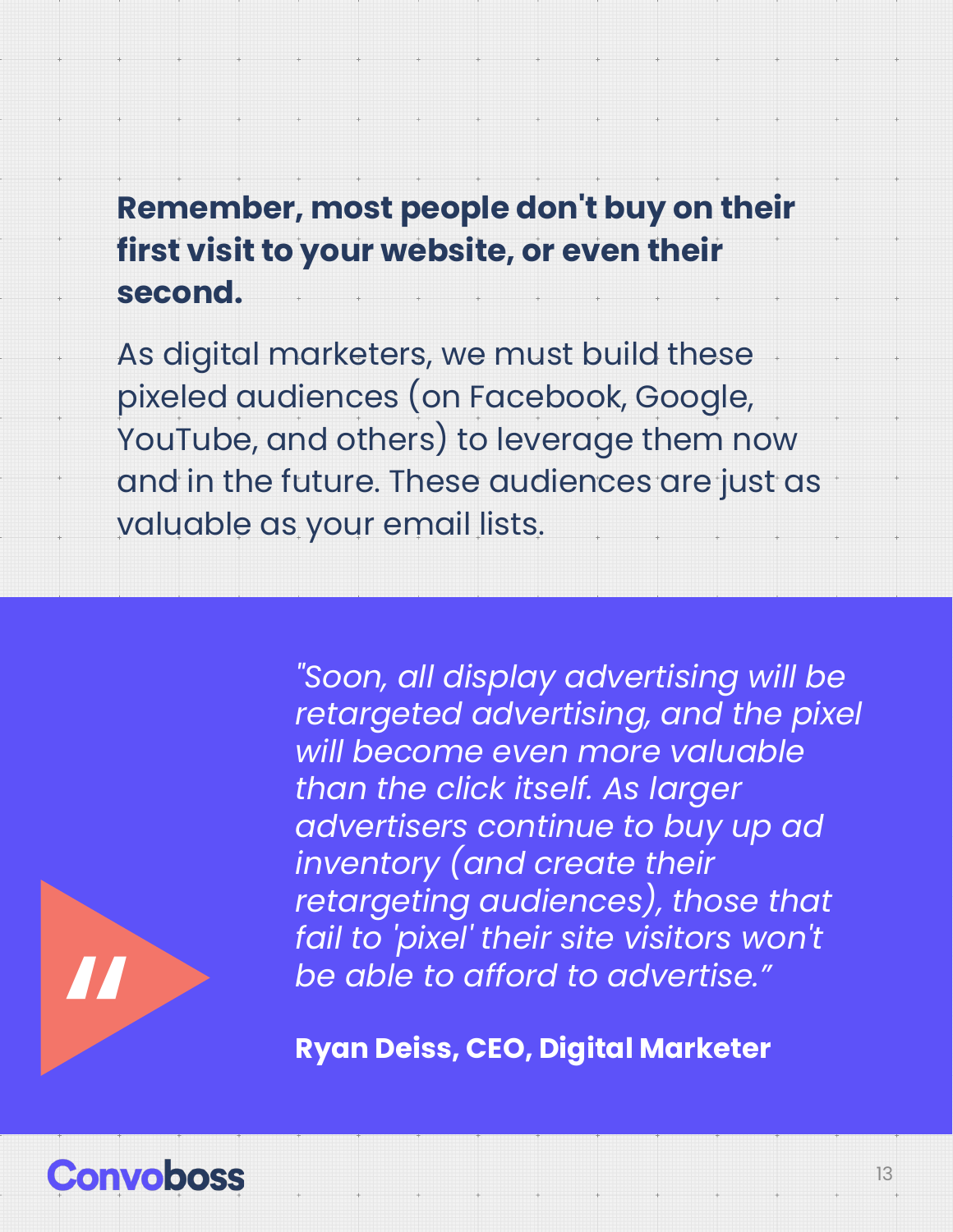**Remember, most people don't buy on their first visit to your website, or even their second.**

As digital marketers, we must build these pixeled audiences (on Facebook, Google, YouTube, and others) to leverage them now and in the future. These audiences are just as valuable as your email lists.

> *"Soon, all display advertising will be retargeted advertising, and the pixel will become even more valuable than the click itself. As larger advertisers continue to buy up ad inventory (and create their retargeting audiences), those that fail to 'pixel' their site visitors won't be able to afford to advertise."*
>
> **Ryan Deiss, CEO, Digital Marketer**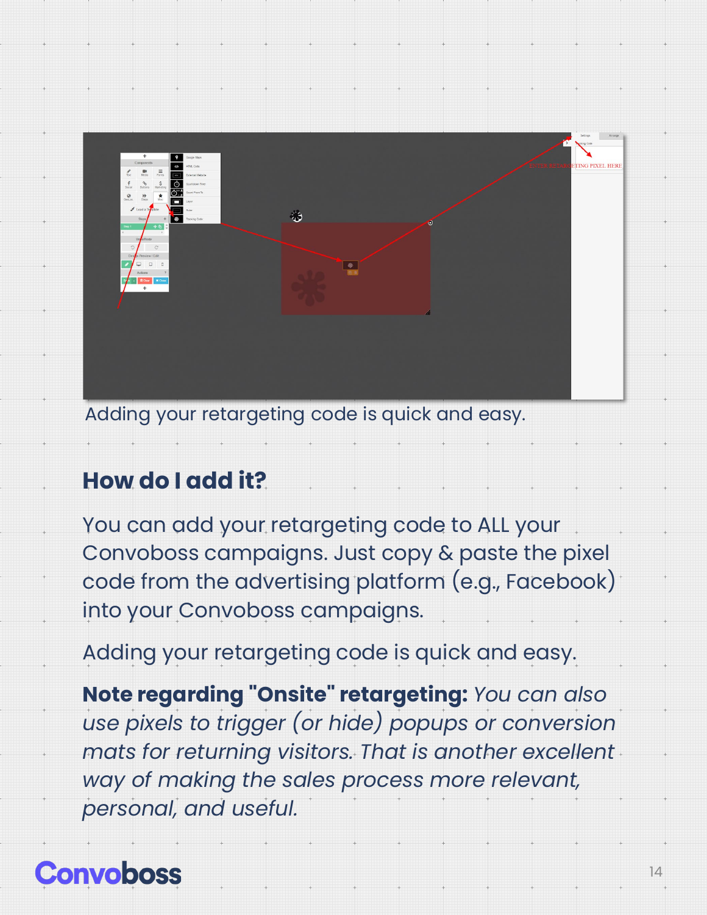Adding your retargeting code is quick and easy.

## How do I add it?

You can add your retargeting code to ALL your Convoboss campaigns. Just copy & paste the pixel code from the advertising platform (e.g., Facebook) into your Convoboss campaigns.

Adding your retargeting code is quick and easy.

**Note regarding "Onsite" retargeting:** *You can also use pixels to trigger (or hide) popups or conversion mats for returning visitors. That is another excellent way of making the sales process more relevant, personal, and useful.*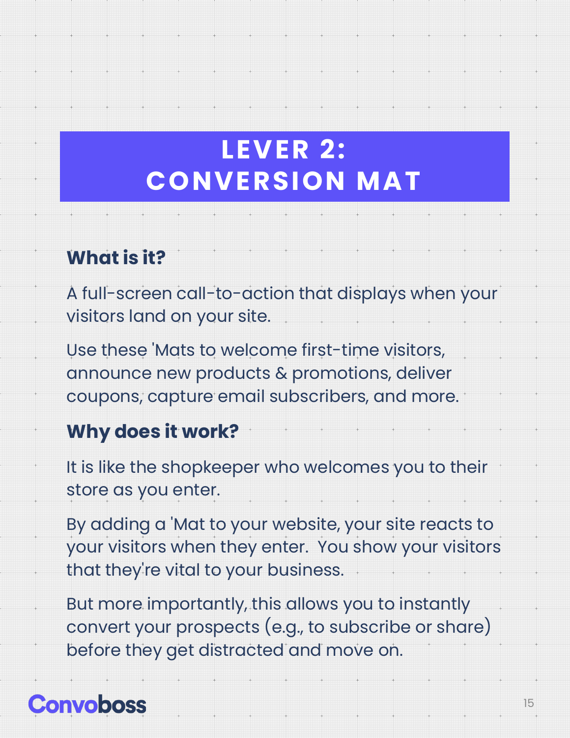# LEVER 2: CONVERSION MAT

## What is it?

A full-screen call-to-action that displays when your visitors land on your site.

Use these 'Mats to welcome first-time visitors, announce new products & promotions, deliver coupons, capture email subscribers, and more.

## Why does it work?

It is like the shopkeeper who welcomes you to their store as you enter.

By adding a 'Mat to your website, your site reacts to your visitors when they enter.  You show your visitors that they're vital to your business.

But more importantly, this allows you to instantly convert your prospects (e.g., to subscribe or share) before they get distracted and move on.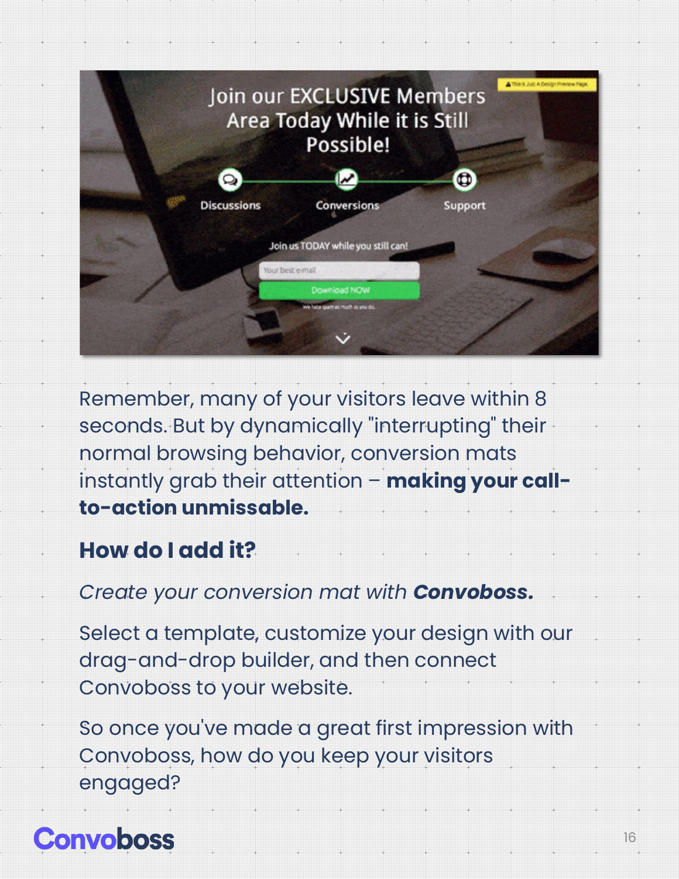Remember, many of your visitors leave within 8 seconds. But by dynamically "interrupting" their normal browsing behavior, conversion mats instantly grab their attention – **making your call-to-action unmissable.**

## How do I add it?

*Create your conversion mat with* ***Convoboss.***

Select a template, customize your design with our drag-and-drop builder, and then connect Convoboss to your website.

So once you've made a great first impression with Convoboss, how do you keep your visitors engaged?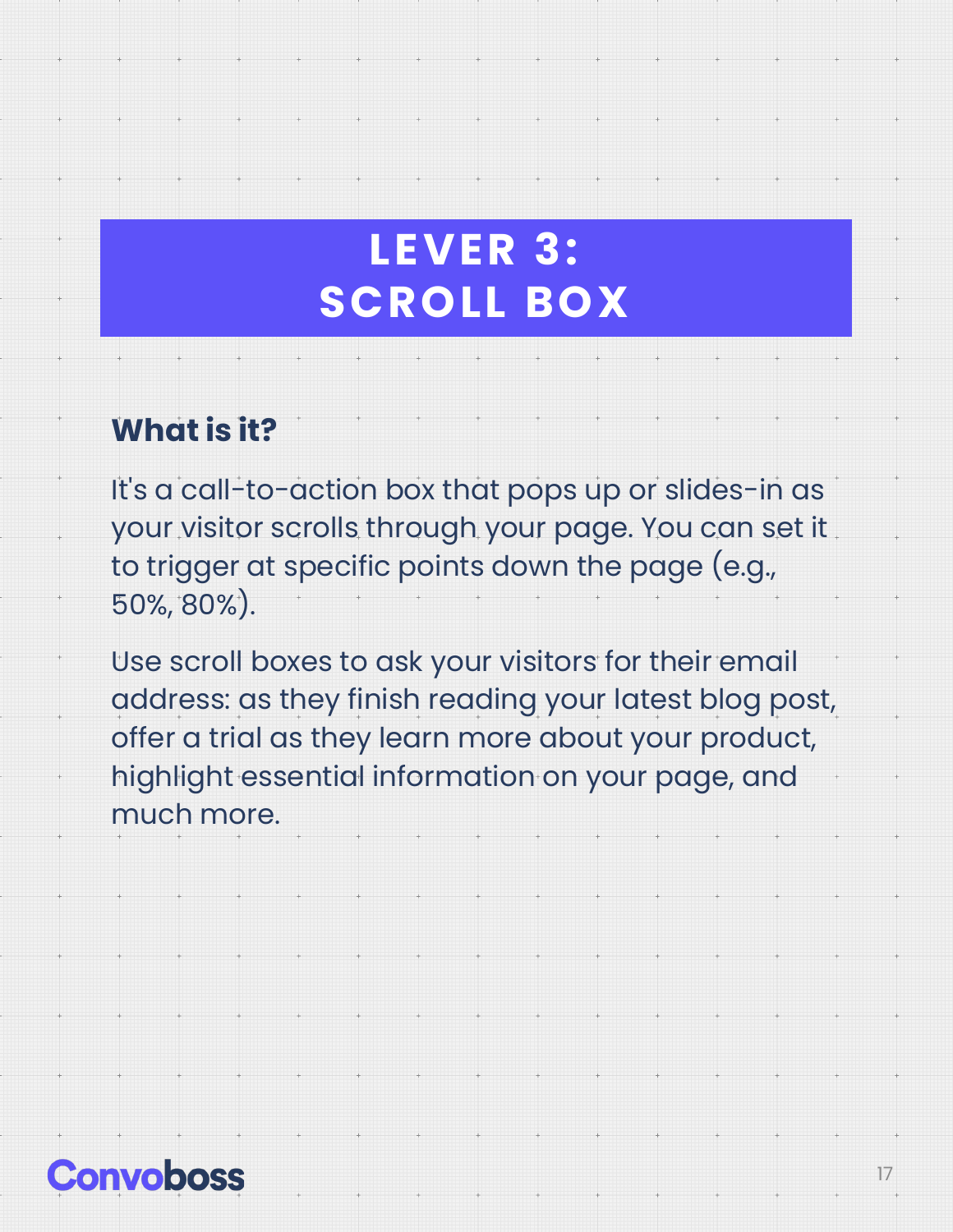# LEVER 3: SCROLL BOX

### What is it?

It's a call-to-action box that pops up or slides-in as your visitor scrolls through your page. You can set it to trigger at specific points down the page (e.g., 50%, 80%).

Use scroll boxes to ask your visitors for their email address: as they finish reading your latest blog post, offer a trial as they learn more about your product, highlight essential information on your page, and much more.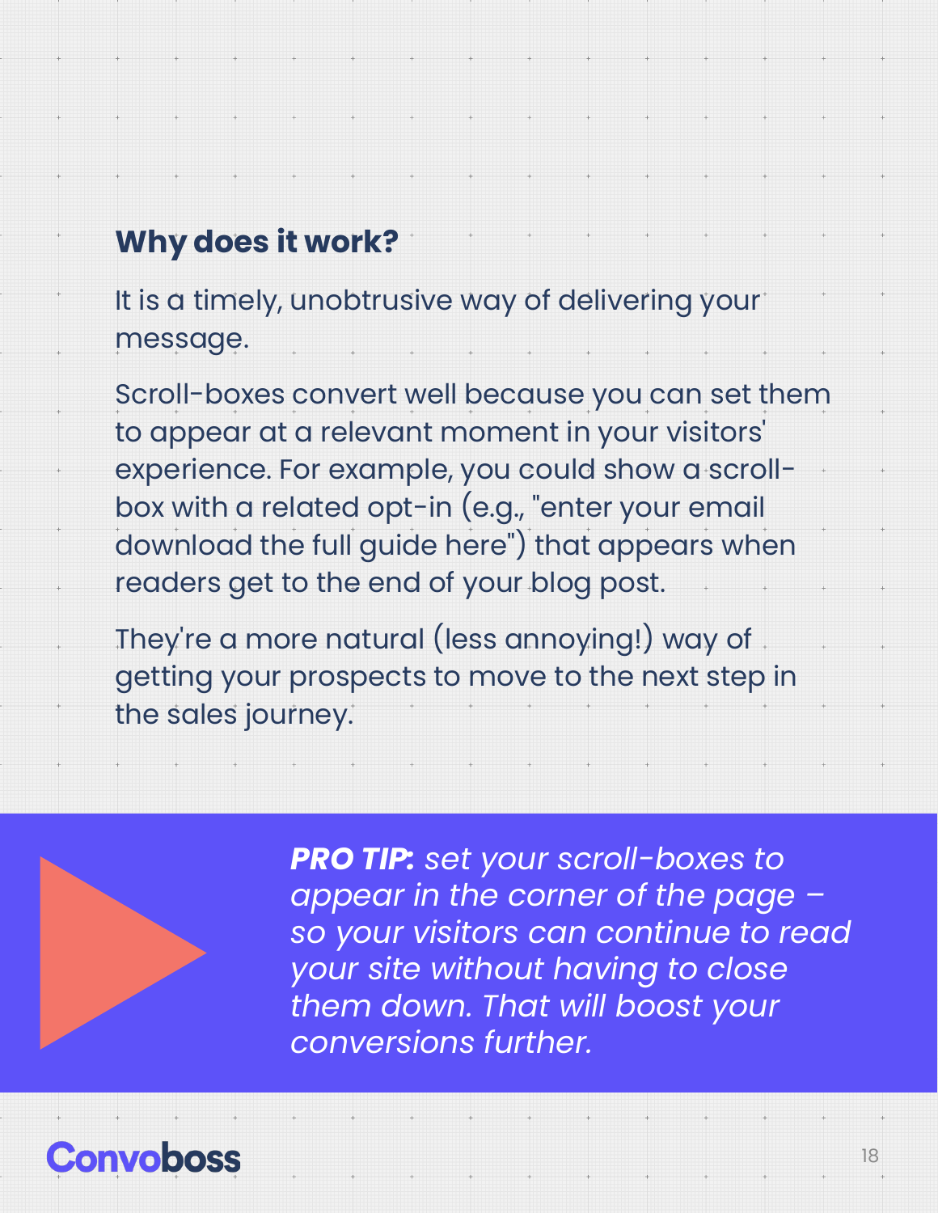### Why does it work?

It is a timely, unobtrusive way of delivering your message.

Scroll-boxes convert well because you can set them to appear at a relevant moment in your visitors' experience. For example, you could show a scroll-box with a related opt-in (e.g., "enter your email download the full guide here") that appears when readers get to the end of your blog post.

They're a more natural (less annoying!) way of getting your prospects to move to the next step in the sales journey.

***PRO TIP:*** *set your scroll-boxes to appear in the corner of the page – so your visitors can continue to read your site without having to close them down. That will boost your conversions further.*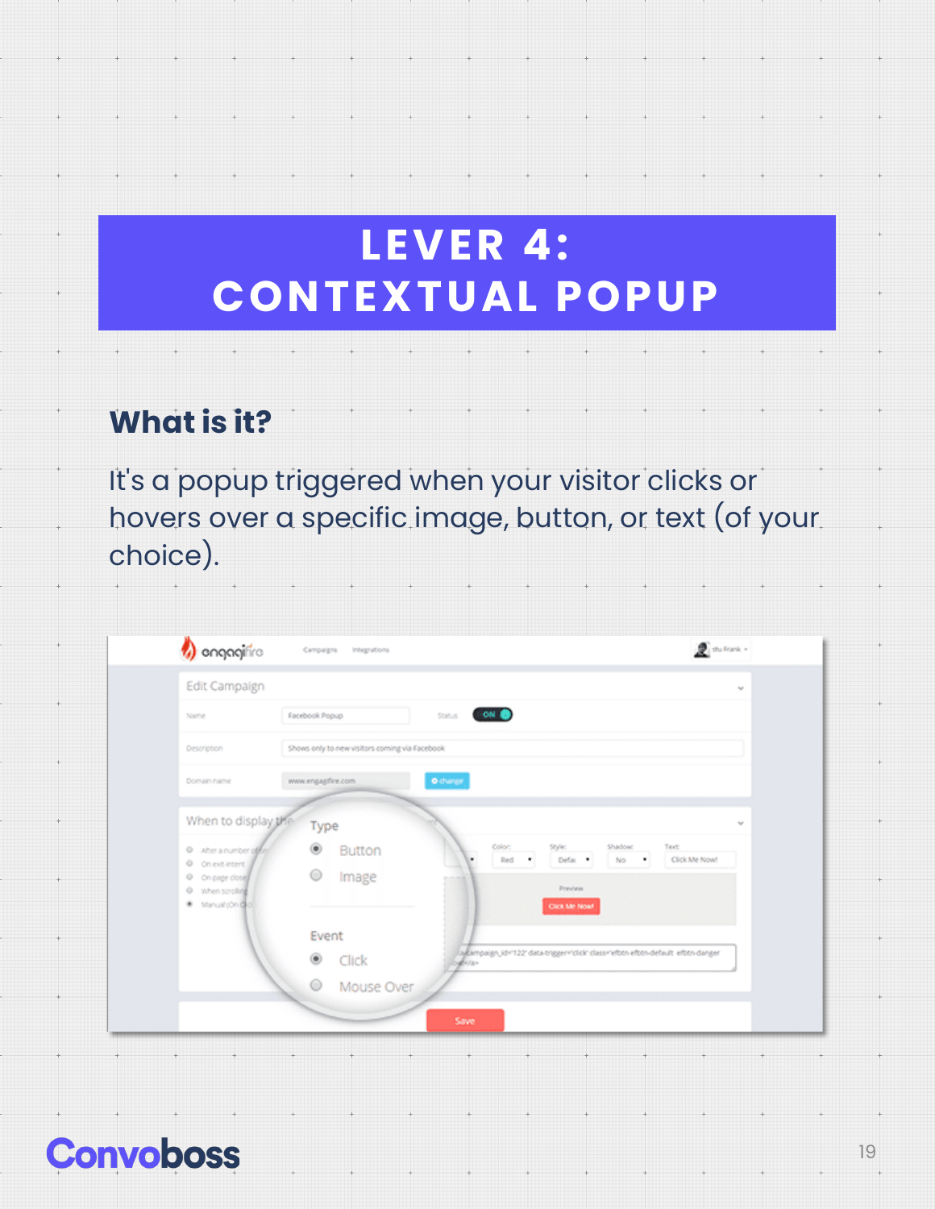# LEVER 4: CONTEXTUAL POPUP

## What is it?

It's a popup triggered when your visitor clicks or hovers over a specific image, button, or text (of your choice).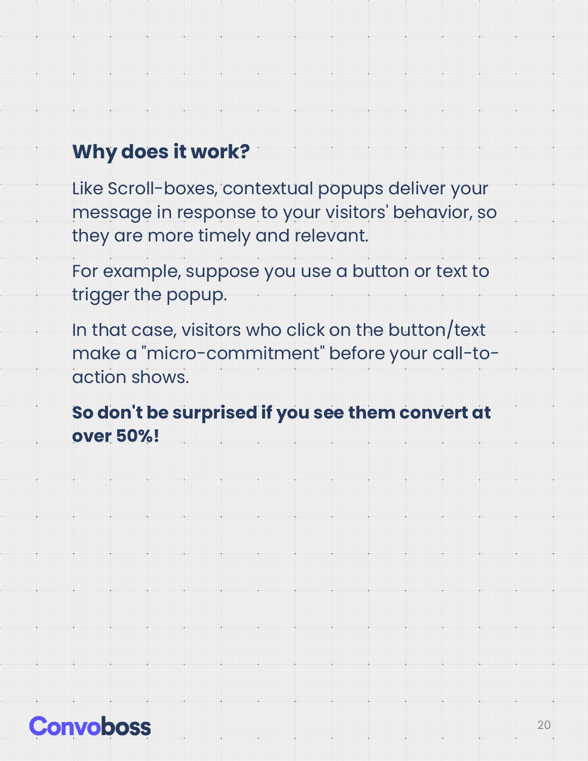## Why does it work?

Like Scroll-boxes, contextual popups deliver your message in response to your visitors' behavior, so they are more timely and relevant.

For example, suppose you use a button or text to trigger the popup.

In that case, visitors who click on the button/text make a "micro-commitment" before your call-to-action shows.

**So don't be surprised if you see them convert at over 50%!**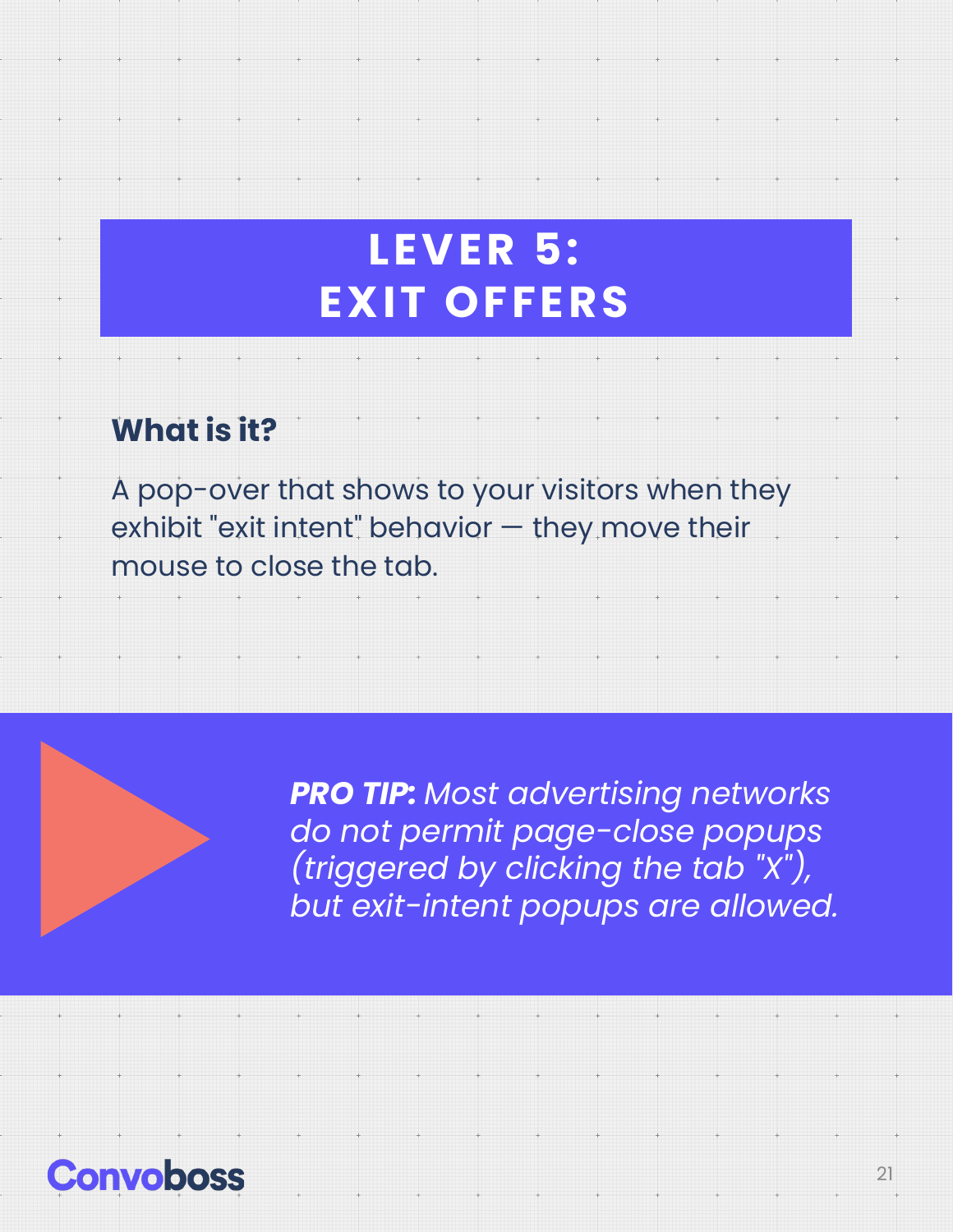# LEVER 5: EXIT OFFERS

## What is it?

A pop-over that shows to your visitors when they exhibit "exit intent" behavior — they move their mouse to close the tab.

***PRO TIP:** Most advertising networks do not permit page-close popups (triggered by clicking the tab "X"), but exit-intent popups are allowed.*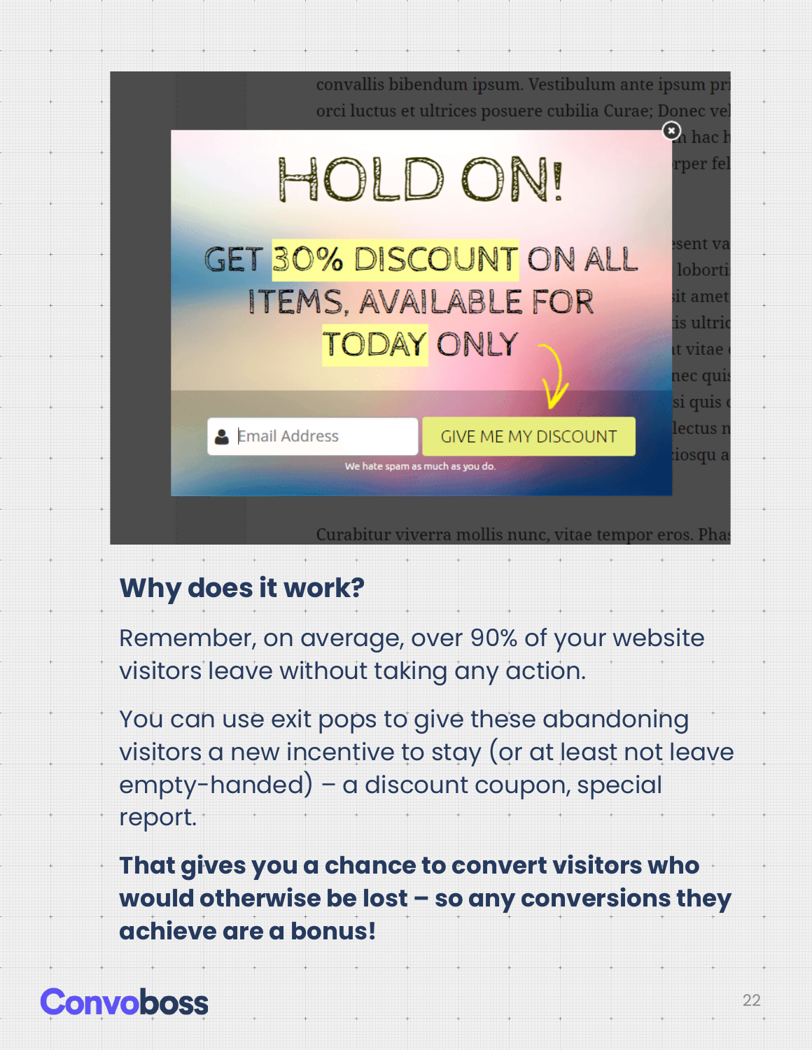## Why does it work?

Remember, on average, over 90% of your website visitors leave without taking any action.

You can use exit pops to give these abandoning visitors a new incentive to stay (or at least not leave empty-handed) – a discount coupon, special report.

**That gives you a chance to convert visitors who would otherwise be lost – so any conversions they achieve are a bonus!**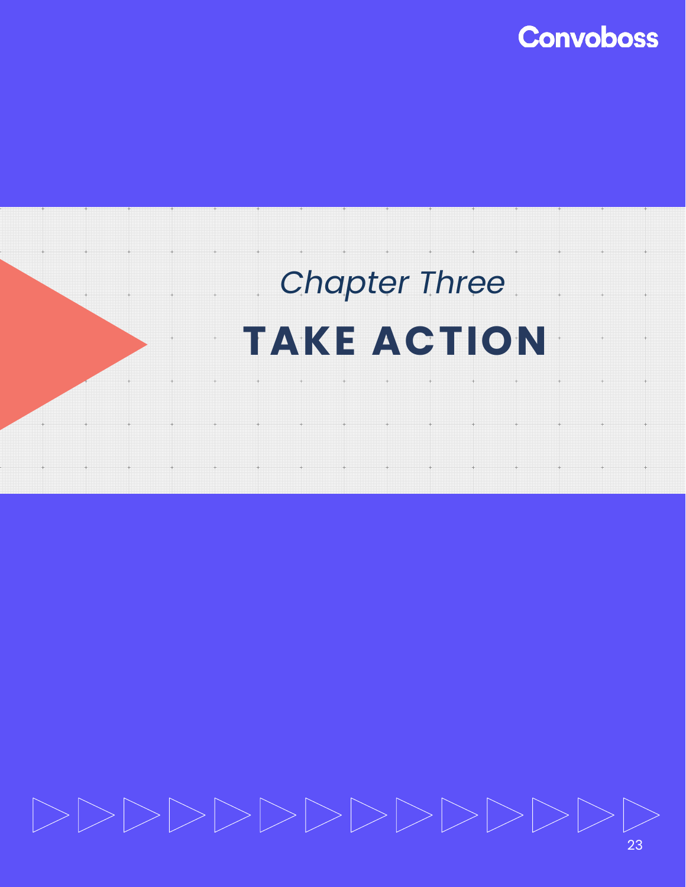*Chapter Three*

# TAKE ACTION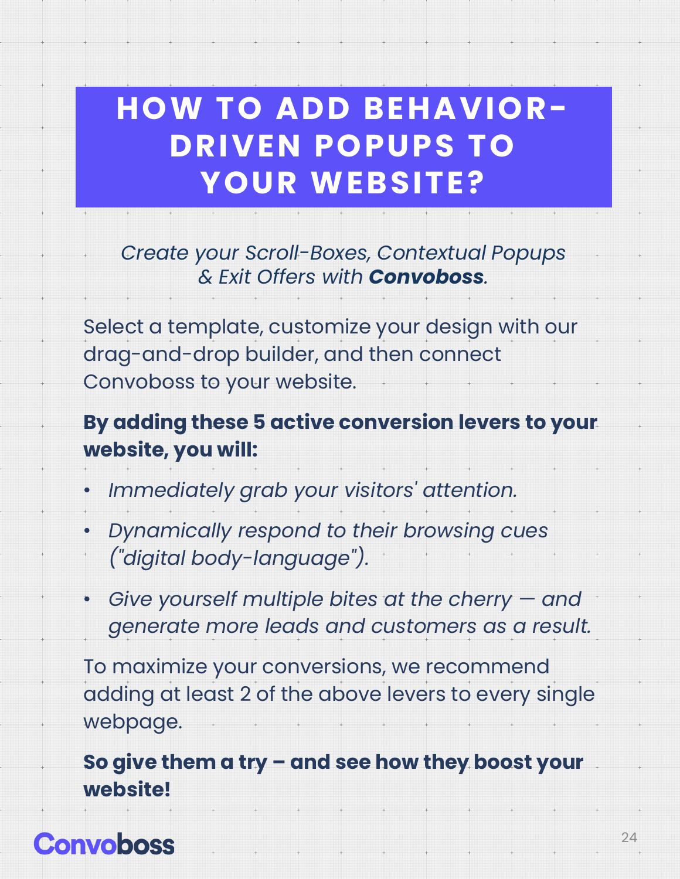# HOW TO ADD BEHAVIOR-DRIVEN POPUPS TO YOUR WEBSITE?

*Create your Scroll-Boxes, Contextual Popups & Exit Offers with* ***Convoboss****.*

Select a template, customize your design with our drag-and-drop builder, and then connect Convoboss to your website.

**By adding these 5 active conversion levers to your website, you will:**

- *Immediately grab your visitors' attention.*
- *Dynamically respond to their browsing cues ("digital body-language").*
- *Give yourself multiple bites at the cherry — and generate more leads and customers as a result.*

To maximize your conversions, we recommend adding at least 2 of the above levers to every single webpage.

**So give them a try – and see how they boost your website!**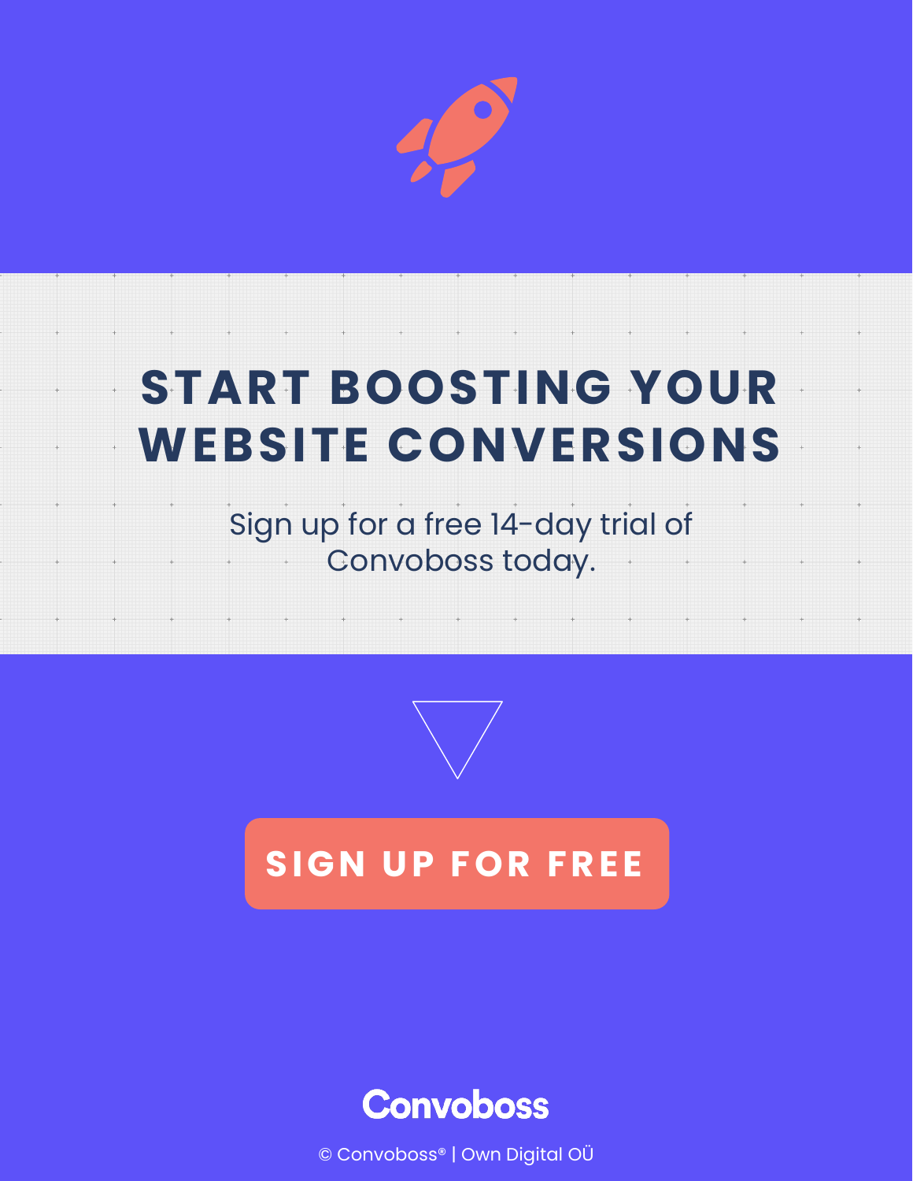# START BOOSTING YOUR WEBSITE CONVERSIONS

Sign up for a free 14-day trial of Convoboss today.

**SIGN UP FOR FREE**

Convoboss

© Convoboss® | Own Digital OÜ